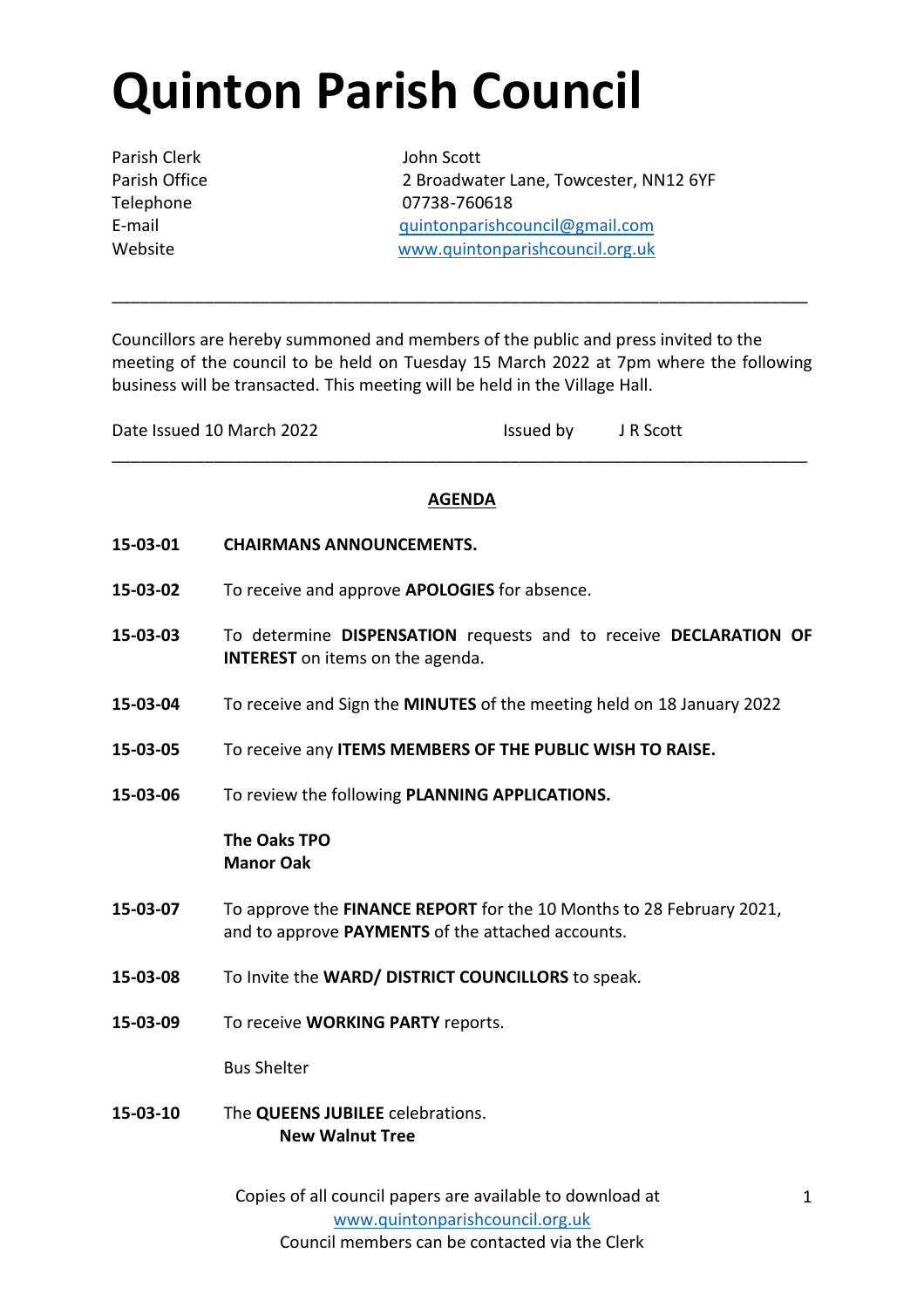# Quinton Parish Council

| | |
|---|---|
| Parish Clerk | John Scott |
| Parish Office | 2 Broadwater Lane, Towcester, NN12 6YF |
| Telephone | 07738-760618 |
| E-mail | quintonparishcouncil@gmail.com |
| Website | www.quintonparishcouncil.org.uk |

---

Councillors are hereby summoned and members of the public and press invited to the meeting of the council to be held on Tuesday 15 March 2022 at 7pm where the following business will be transacted. This meeting will be held in the Village Hall.

Date Issued 10 March 2022 Issued by J R Scott

---

## AGENDA

**15-03-01** **CHAIRMANS ANNOUNCEMENTS.**

**15-03-02** To receive and approve **APOLOGIES** for absence.

**15-03-03** To determine **DISPENSATION** requests and to receive **DECLARATION OF INTEREST** on items on the agenda.

**15-03-04** To receive and Sign the **MINUTES** of the meeting held on 18 January 2022

**15-03-05** To receive any **ITEMS MEMBERS OF THE PUBLIC WISH TO RAISE.**

**15-03-06** To review the following **PLANNING APPLICATIONS.**

**The Oaks TPO**
**Manor Oak**

**15-03-07** To approve the **FINANCE REPORT** for the 10 Months to 28 February 2021, and to approve **PAYMENTS** of the attached accounts.

**15-03-08** To Invite the **WARD/ DISTRICT COUNCILLORS** to speak.

**15-03-09** To receive **WORKING PARTY** reports.

Bus Shelter

**15-03-10** The **QUEENS JUBILEE** celebrations.
**New Walnut Tree**

Copies of all council papers are available to download at www.quintonparishcouncil.org.uk
Council members can be contacted via the Clerk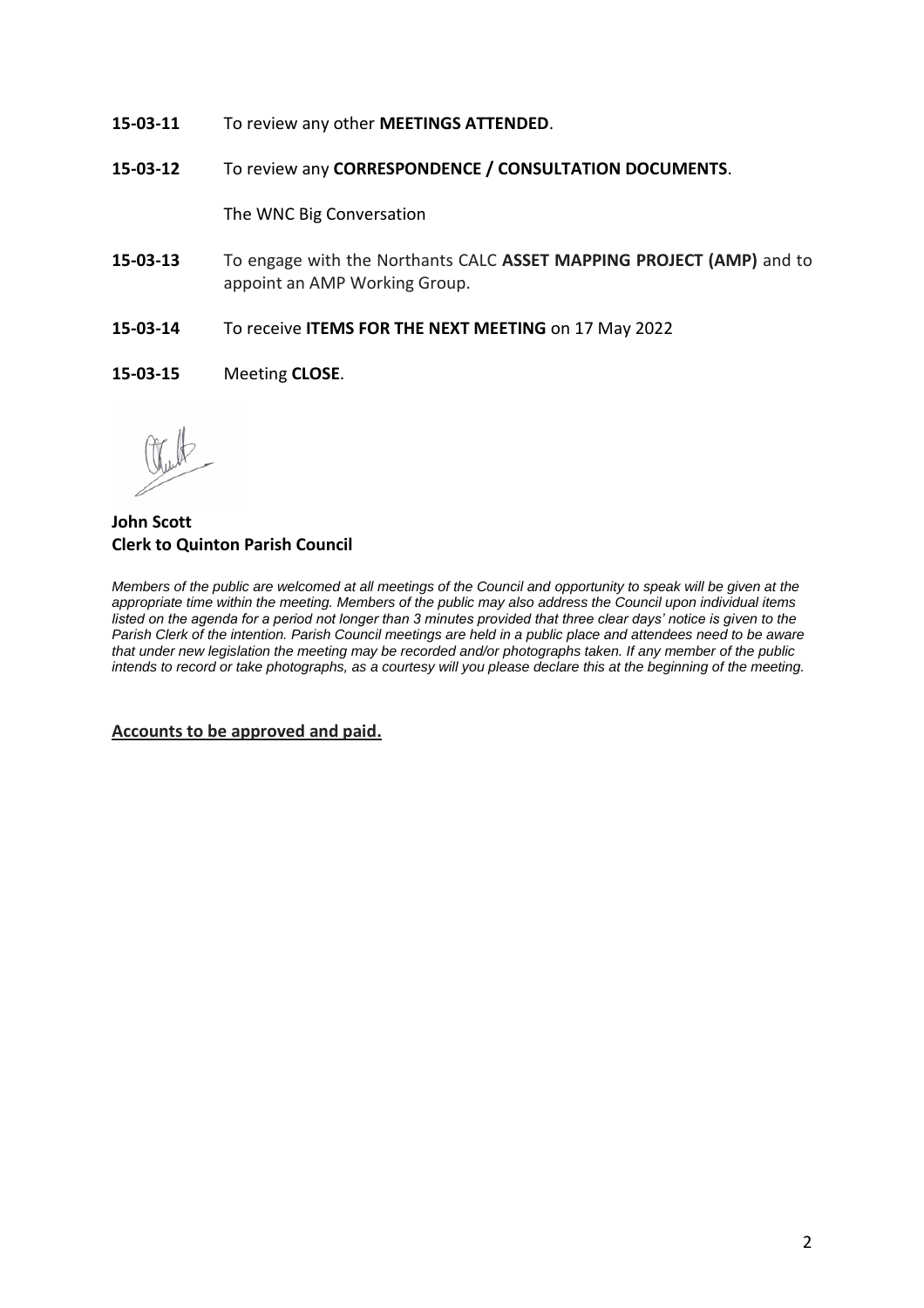**15-03-11** To review any other **MEETINGS ATTENDED**.

**15-03-12** To review any **CORRESPONDENCE / CONSULTATION DOCUMENTS**.

The WNC Big Conversation

**15-03-13** To engage with the Northants CALC **ASSET MAPPING PROJECT (AMP)** and to appoint an AMP Working Group.

**15-03-14** To receive **ITEMS FOR THE NEXT MEETING** on 17 May 2022

**15-03-15** Meeting **CLOSE**.

**John Scott**
**Clerk to Quinton Parish Council**

*Members of the public are welcomed at all meetings of the Council and opportunity to speak will be given at the appropriate time within the meeting. Members of the public may also address the Council upon individual items listed on the agenda for a period not longer than 3 minutes provided that three clear days' notice is given to the Parish Clerk of the intention. Parish Council meetings are held in a public place and attendees need to be aware that under new legislation the meeting may be recorded and/or photographs taken. If any member of the public intends to record or take photographs, as a courtesy will you please declare this at the beginning of the meeting.*

**Accounts to be approved and paid.**